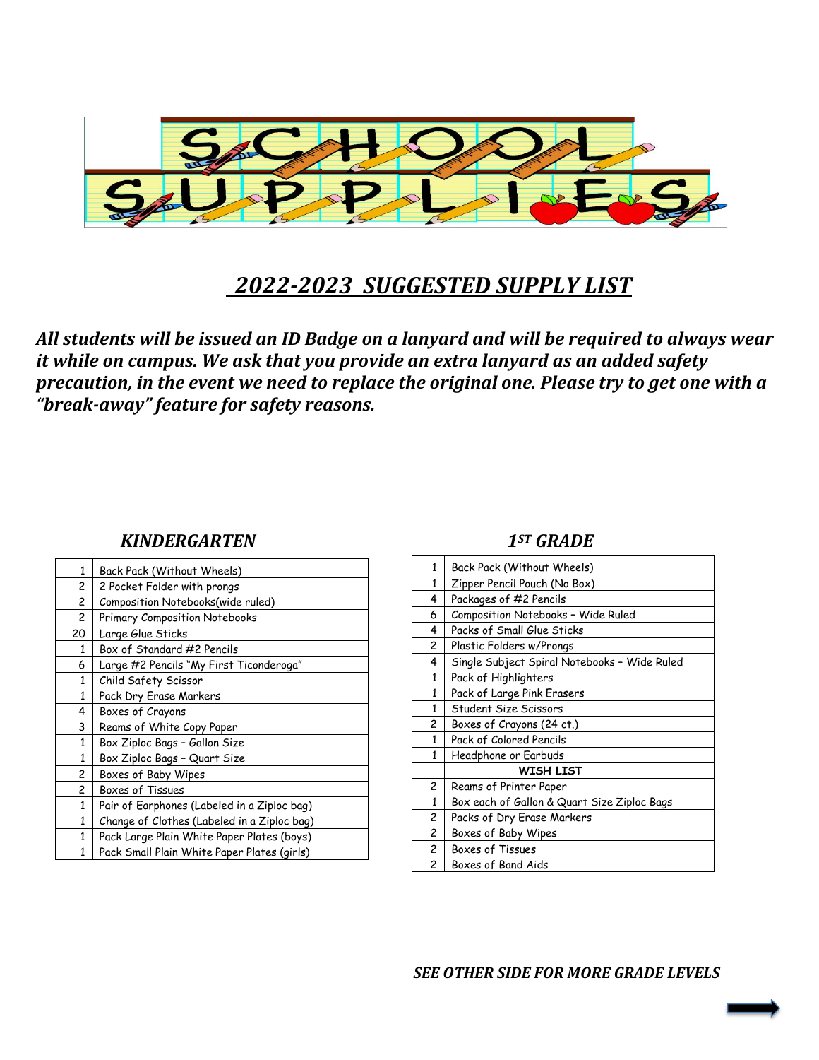# SCHOOL SUPPLIES

## *2022-2023 SUGGESTED SUPPLY LIST*

***All students will be issued an ID Badge on a lanyard and will be required to always wear it while on campus. We ask that you provide an extra lanyard as an added safety precaution, in the event we need to replace the original one. Please try to get one with a "break-away" feature for safety reasons.***

### *KINDERGARTEN*

| | |
|---|---|
| 1 | Back Pack (Without Wheels) |
| 2 | 2 Pocket Folder with prongs |
| 2 | Composition Notebooks(wide ruled) |
| 2 | Primary Composition Notebooks |
| 20 | Large Glue Sticks |
| 1 | Box of Standard #2 Pencils |
| 6 | Large #2 Pencils "My First Ticonderoga" |
| 1 | Child Safety Scissor |
| 1 | Pack Dry Erase Markers |
| 4 | Boxes of Crayons |
| 3 | Reams of White Copy Paper |
| 1 | Box Ziploc Bags – Gallon Size |
| 1 | Box Ziploc Bags – Quart Size |
| 2 | Boxes of Baby Wipes |
| 2 | Boxes of Tissues |
| 1 | Pair of Earphones (Labeled in a Ziploc bag) |
| 1 | Change of Clothes (Labeled in a Ziploc bag) |
| 1 | Pack Large Plain White Paper Plates (boys) |
| 1 | Pack Small Plain White Paper Plates (girls) |

### *1ST GRADE*

| | |
|---|---|
| 1 | Back Pack (Without Wheels) |
| 1 | Zipper Pencil Pouch (No Box) |
| 4 | Packages of #2 Pencils |
| 6 | Composition Notebooks – Wide Ruled |
| 4 | Packs of Small Glue Sticks |
| 2 | Plastic Folders w/Prongs |
| 4 | Single Subject Spiral Notebooks – Wide Ruled |
| 1 | Pack of Highlighters |
| 1 | Pack of Large Pink Erasers |
| 1 | Student Size Scissors |
| 2 | Boxes of Crayons (24 ct.) |
| 1 | Pack of Colored Pencils |
| 1 | Headphone or Earbuds |
| | **WISH LIST** |
| 2 | Reams of Printer Paper |
| 1 | Box each of Gallon & Quart Size Ziploc Bags |
| 2 | Packs of Dry Erase Markers |
| 2 | Boxes of Baby Wipes |
| 2 | Boxes of Tissues |
| 2 | Boxes of Band Aids |

***SEE OTHER SIDE FOR MORE GRADE LEVELS***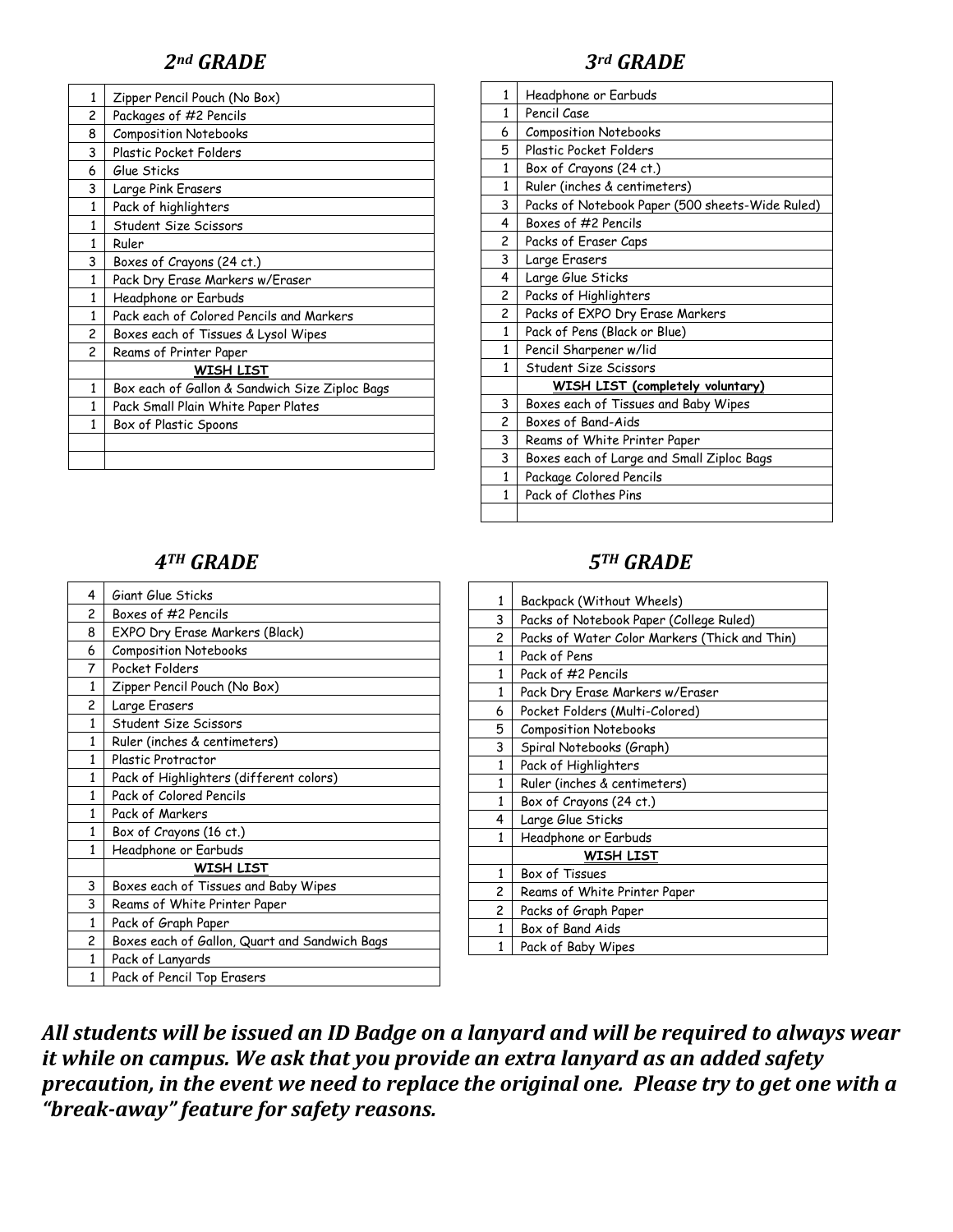## 2nd GRADE

| | |
|---|---|
| 1 | Zipper Pencil Pouch (No Box) |
| 2 | Packages of #2 Pencils |
| 8 | Composition Notebooks |
| 3 | Plastic Pocket Folders |
| 6 | Glue Sticks |
| 3 | Large Pink Erasers |
| 1 | Pack of highlighters |
| 1 | Student Size Scissors |
| 1 | Ruler |
| 3 | Boxes of Crayons (24 ct.) |
| 1 | Pack Dry Erase Markers w/Eraser |
| 1 | Headphone or Earbuds |
| 1 | Pack each of Colored Pencils and Markers |
| 2 | Boxes each of Tissues & Lysol Wipes |
| 2 | Reams of Printer Paper |
| | **WISH LIST** |
| 1 | Box each of Gallon & Sandwich Size Ziploc Bags |
| 1 | Pack Small Plain White Paper Plates |
| 1 | Box of Plastic Spoons |
| | |
| | |

## 3rd GRADE

| | |
|---|---|
| 1 | Headphone or Earbuds |
| 1 | Pencil Case |
| 6 | Composition Notebooks |
| 5 | Plastic Pocket Folders |
| 1 | Box of Crayons (24 ct.) |
| 1 | Ruler (inches & centimeters) |
| 3 | Packs of Notebook Paper (500 sheets-Wide Ruled) |
| 4 | Boxes of #2 Pencils |
| 2 | Packs of Eraser Caps |
| 3 | Large Erasers |
| 4 | Large Glue Sticks |
| 2 | Packs of Highlighters |
| 2 | Packs of EXPO Dry Erase Markers |
| 1 | Pack of Pens (Black or Blue) |
| 1 | Pencil Sharpener w/lid |
| 1 | Student Size Scissors |
| | **WISH LIST (completely voluntary)** |
| 3 | Boxes each of Tissues and Baby Wipes |
| 2 | Boxes of Band-Aids |
| 3 | Reams of White Printer Paper |
| 3 | Boxes each of Large and Small Ziploc Bags |
| 1 | Package Colored Pencils |
| 1 | Pack of Clothes Pins |
| | |

## 4TH GRADE

| | |
|---|---|
| 4 | Giant Glue Sticks |
| 2 | Boxes of #2 Pencils |
| 8 | EXPO Dry Erase Markers (Black) |
| 6 | Composition Notebooks |
| 7 | Pocket Folders |
| 1 | Zipper Pencil Pouch (No Box) |
| 2 | Large Erasers |
| 1 | Student Size Scissors |
| 1 | Ruler (inches & centimeters) |
| 1 | Plastic Protractor |
| 1 | Pack of Highlighters (different colors) |
| 1 | Pack of Colored Pencils |
| 1 | Pack of Markers |
| 1 | Box of Crayons (16 ct.) |
| 1 | Headphone or Earbuds |
| | **WISH LIST** |
| 3 | Boxes each of Tissues and Baby Wipes |
| 3 | Reams of White Printer Paper |
| 1 | Pack of Graph Paper |
| 2 | Boxes each of Gallon, Quart and Sandwich Bags |
| 1 | Pack of Lanyards |
| 1 | Pack of Pencil Top Erasers |

## 5TH GRADE

| | |
|---|---|
| 1 | Backpack (Without Wheels) |
| 3 | Packs of Notebook Paper (College Ruled) |
| 2 | Packs of Water Color Markers (Thick and Thin) |
| 1 | Pack of Pens |
| 1 | Pack of #2 Pencils |
| 1 | Pack Dry Erase Markers w/Eraser |
| 6 | Pocket Folders (Multi-Colored) |
| 5 | Composition Notebooks |
| 3 | Spiral Notebooks (Graph) |
| 1 | Pack of Highlighters |
| 1 | Ruler (inches & centimeters) |
| 1 | Box of Crayons (24 ct.) |
| 4 | Large Glue Sticks |
| 1 | Headphone or Earbuds |
| | **WISH LIST** |
| 1 | Box of Tissues |
| 2 | Reams of White Printer Paper |
| 2 | Packs of Graph Paper |
| 1 | Box of Band Aids |
| 1 | Pack of Baby Wipes |

***All students will be issued an ID Badge on a lanyard and will be required to always wear it while on campus. We ask that you provide an extra lanyard as an added safety precaution, in the event we need to replace the original one. Please try to get one with a "break-away" feature for safety reasons.***